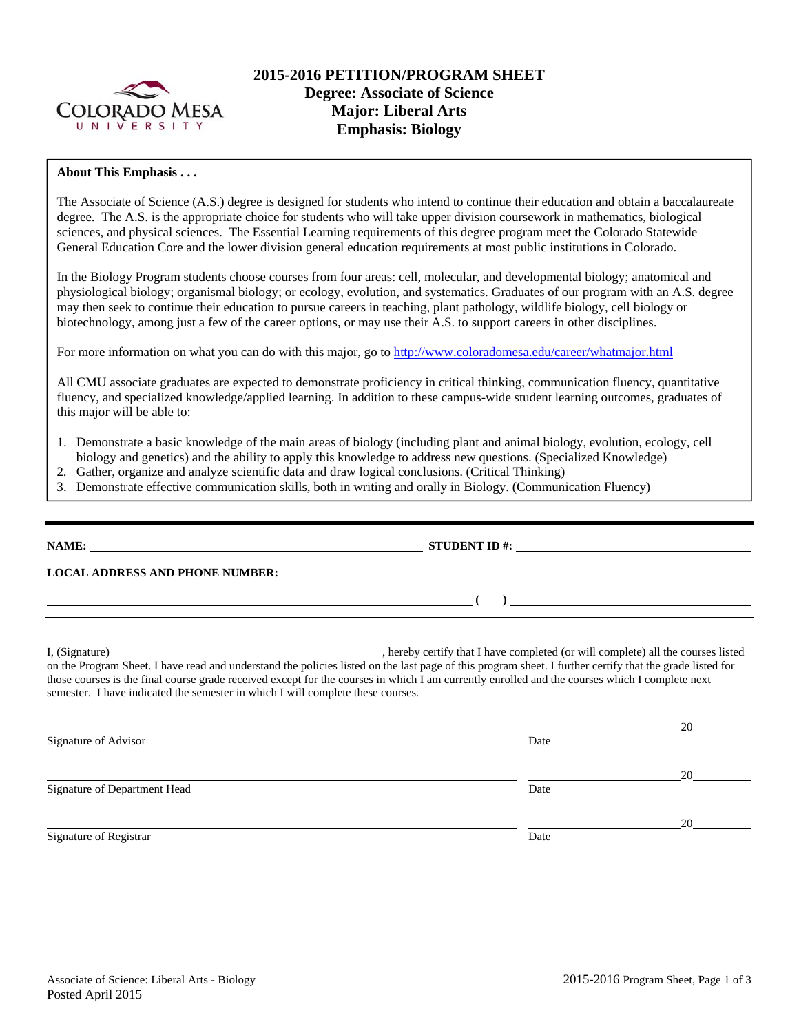# 2015-2016 PETITION/PROGRAM SHEET
## Degree: Associate of Science
## Major: Liberal Arts
## Emphasis: Biology

**About This Emphasis . . .**

The Associate of Science (A.S.) degree is designed for students who intend to continue their education and obtain a baccalaureate degree. The A.S. is the appropriate choice for students who will take upper division coursework in mathematics, biological sciences, and physical sciences. The Essential Learning requirements of this degree program meet the Colorado Statewide General Education Core and the lower division general education requirements at most public institutions in Colorado.

In the Biology Program students choose courses from four areas: cell, molecular, and developmental biology; anatomical and physiological biology; organismal biology; or ecology, evolution, and systematics. Graduates of our program with an A.S. degree may then seek to continue their education to pursue careers in teaching, plant pathology, wildlife biology, cell biology or biotechnology, among just a few of the career options, or may use their A.S. to support careers in other disciplines.

For more information on what you can do with this major, go to http://www.coloradomesa.edu/career/whatmajor.html

All CMU associate graduates are expected to demonstrate proficiency in critical thinking, communication fluency, quantitative fluency, and specialized knowledge/applied learning. In addition to these campus-wide student learning outcomes, graduates of this major will be able to:

1. Demonstrate a basic knowledge of the main areas of biology (including plant and animal biology, evolution, ecology, cell biology and genetics) and the ability to apply this knowledge to address new questions. (Specialized Knowledge)
2. Gather, organize and analyze scientific data and draw logical conclusions. (Critical Thinking)
3. Demonstrate effective communication skills, both in writing and orally in Biology. (Communication Fluency)

---

**NAME:** ______________________ **STUDENT ID #:** ______________________

**LOCAL ADDRESS AND PHONE NUMBER:** ______________________

______________________ **( )** ______________________

---

I, (Signature)______________________, hereby certify that I have completed (or will complete) all the courses listed on the Program Sheet. I have read and understand the policies listed on the last page of this program sheet. I further certify that the grade listed for those courses is the final course grade received except for the courses in which I am currently enrolled and the courses which I complete next semester. I have indicated the semester in which I will complete these courses.

______________________ ______________20______
Signature of Advisor Date

______________________ ______________20______
Signature of Department Head Date

______________________ ______________20______
Signature of Registrar Date

Associate of Science: Liberal Arts - Biology
Posted April 2015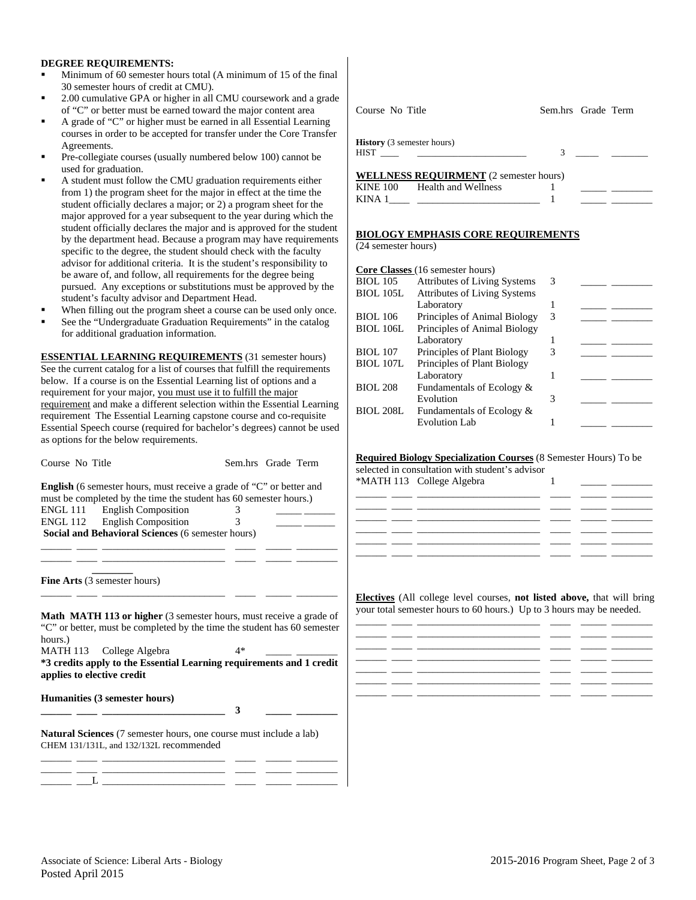**DEGREE REQUIREMENTS:**

- Minimum of 60 semester hours total (A minimum of 15 of the final 30 semester hours of credit at CMU).
- 2.00 cumulative GPA or higher in all CMU coursework and a grade of "C" or better must be earned toward the major content area
- A grade of "C" or higher must be earned in all Essential Learning courses in order to be accepted for transfer under the Core Transfer Agreements.
- Pre-collegiate courses (usually numbered below 100) cannot be used for graduation.
- A student must follow the CMU graduation requirements either from 1) the program sheet for the major in effect at the time the student officially declares a major; or 2) a program sheet for the major approved for a year subsequent to the year during which the student officially declares the major and is approved for the student by the department head. Because a program may have requirements specific to the degree, the student should check with the faculty advisor for additional criteria. It is the student's responsibility to be aware of, and follow, all requirements for the degree being pursued. Any exceptions or substitutions must be approved by the student's faculty advisor and Department Head.
- When filling out the program sheet a course can be used only once.
- See the "Undergraduate Graduation Requirements" in the catalog for additional graduation information.

**ESSENTIAL LEARNING REQUIREMENTS** (31 semester hours) See the current catalog for a list of courses that fulfill the requirements below. If a course is on the Essential Learning list of options and a requirement for your major, you must use it to fulfill the major requirement and make a different selection within the Essential Learning requirement The Essential Learning capstone course and co-requisite Essential Speech course (required for bachelor's degrees) cannot be used as options for the below requirements.

| Course No | Title | Sem.hrs | Grade | Term |
|---|---|---|---|---|
| **English** (6 semester hours, must receive a grade of "C" or better and must be completed by the time the student has 60 semester hours.) | | | | |
| ENGL 111 | English Composition | 3 | | |
| ENGL 112 | English Composition | 3 | | |
| **Social and Behavioral Sciences** (6 semester hours) | | | | |
| | | | | |
| | | | | |
| **Fine Arts** (3 semester hours) | | | | |
| | | | | |
| **Math MATH 113 or higher** (3 semester hours, must receive a grade of "C" or better, must be completed by the time the student has 60 semester hours.) | | | | |
| MATH 113 | College Algebra | 4* | | |
| **\*3 credits apply to the Essential Learning requirements and 1 credit applies to elective credit** | | | | |
| **Humanities (3 semester hours)** | | | | |
| | | **3** | | |
| **Natural Sciences** (7 semester hours, one course must include a lab) CHEM 131/131L, and 132/132L recommended | | | | |
| | | | | |
| | | | | |
| ___L | | | | |

| Course No | Title | Sem.hrs | Grade | Term |
|---|---|---|---|---|
| **History** (3 semester hours) | | | | |
| HIST ____ | | 3 | | |
| **WELLNESS REQUIRMENT** (2 semester hours) | | | | |
| KINE 100 | Health and Wellness | 1 | | |
| KINA 1____ | | 1 | | |

**BIOLOGY EMPHASIS CORE REQUIREMENTS**
(24 semester hours)

| Course No | Title | Sem.hrs | Grade | Term |
|---|---|---|---|---|
| **Core Classes** (16 semester hours) | | | | |
| BIOL 105 | Attributes of Living Systems | 3 | | |
| BIOL 105L | Attributes of Living Systems Laboratory | 1 | | |
| BIOL 106 | Principles of Animal Biology | 3 | | |
| BIOL 106L | Principles of Animal Biology Laboratory | 1 | | |
| BIOL 107 | Principles of Plant Biology | 3 | | |
| BIOL 107L | Principles of Plant Biology Laboratory | 1 | | |
| BIOL 208 | Fundamentals of Ecology & Evolution | 3 | | |
| BIOL 208L | Fundamentals of Ecology & Evolution Lab | 1 | | |

**Required Biology Specialization Courses** (8 Semester Hours) To be selected in consultation with student's advisor

| Course No | Title | Sem.hrs | Grade | Term |
|---|---|---|---|---|
| *MATH 113 | College Algebra | 1 | | |
| | | | | |
| | | | | |
| | | | | |
| | | | | |
| | | | | |
| | | | | |

**Electives** (All college level courses, **not listed above,** that will bring your total semester hours to 60 hours.) Up to 3 hours may be needed.

| Course No | Title | Sem.hrs | Grade | Term |
|---|---|---|---|---|
| | | | | |
| | | | | |
| | | | | |
| | | | | |
| | | | | |
| | | | | |
| | | | | |

Associate of Science: Liberal Arts - Biology
Posted April 2015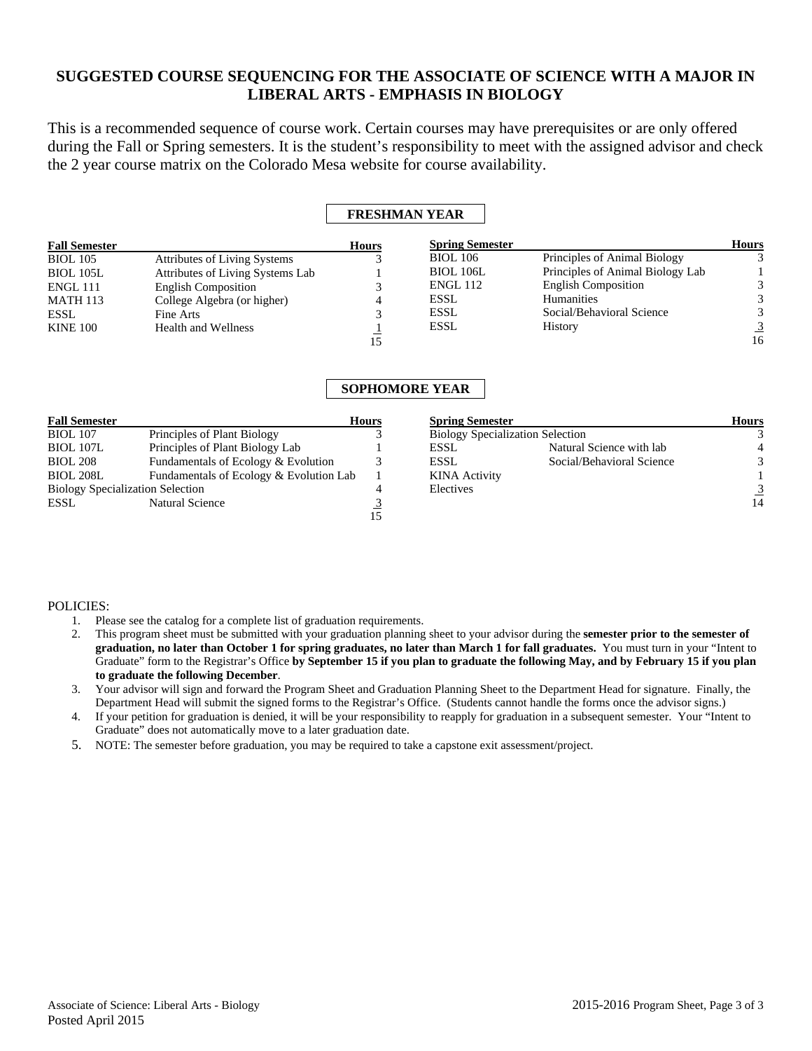# SUGGESTED COURSE SEQUENCING FOR THE ASSOCIATE OF SCIENCE WITH A MAJOR IN LIBERAL ARTS - EMPHASIS IN BIOLOGY

This is a recommended sequence of course work. Certain courses may have prerequisites or are only offered during the Fall or Spring semesters. It is the student's responsibility to meet with the assigned advisor and check the 2 year course matrix on the Colorado Mesa website for course availability.

## FRESHMAN YEAR

| Fall Semester | | Hours |
|---|---|---|
| BIOL 105 | Attributes of Living Systems | 3 |
| BIOL 105L | Attributes of Living Systems Lab | 1 |
| ENGL 111 | English Composition | 3 |
| MATH 113 | College Algebra (or higher) | 4 |
| ESSL | Fine Arts | 3 |
| KINE 100 | Health and Wellness | 1 |
| | | 15 |

| Spring Semester | | Hours |
|---|---|---|
| BIOL 106 | Principles of Animal Biology | 3 |
| BIOL 106L | Principles of Animal Biology Lab | 1 |
| ENGL 112 | English Composition | 3 |
| ESSL | Humanities | 3 |
| ESSL | Social/Behavioral Science | 3 |
| ESSL | History | 3 |
| | | 16 |

## SOPHOMORE YEAR

| Fall Semester | | Hours |
|---|---|---|
| BIOL 107 | Principles of Plant Biology | 3 |
| BIOL 107L | Principles of Plant Biology Lab | 1 |
| BIOL 208 | Fundamentals of Ecology & Evolution | 3 |
| BIOL 208L | Fundamentals of Ecology & Evolution Lab | 1 |
| Biology Specialization Selection | | 4 |
| ESSL | Natural Science | 3 |
| | | 15 |

| Spring Semester | | Hours |
|---|---|---|
| Biology Specialization Selection | | 3 |
| ESSL | Natural Science with lab | 4 |
| ESSL | Social/Behavioral Science | 3 |
| KINA Activity | | 1 |
| Electives | | 3 |
| | | 14 |

POLICIES:

1. Please see the catalog for a complete list of graduation requirements.
2. This program sheet must be submitted with your graduation planning sheet to your advisor during the **semester prior to the semester of graduation, no later than October 1 for spring graduates, no later than March 1 for fall graduates.** You must turn in your "Intent to Graduate" form to the Registrar's Office **by September 15 if you plan to graduate the following May, and by February 15 if you plan to graduate the following December**.
3. Your advisor will sign and forward the Program Sheet and Graduation Planning Sheet to the Department Head for signature. Finally, the Department Head will submit the signed forms to the Registrar's Office. (Students cannot handle the forms once the advisor signs.)
4. If your petition for graduation is denied, it will be your responsibility to reapply for graduation in a subsequent semester. Your "Intent to Graduate" does not automatically move to a later graduation date.
5. NOTE: The semester before graduation, you may be required to take a capstone exit assessment/project.

Associate of Science: Liberal Arts - Biology
Posted April 2015